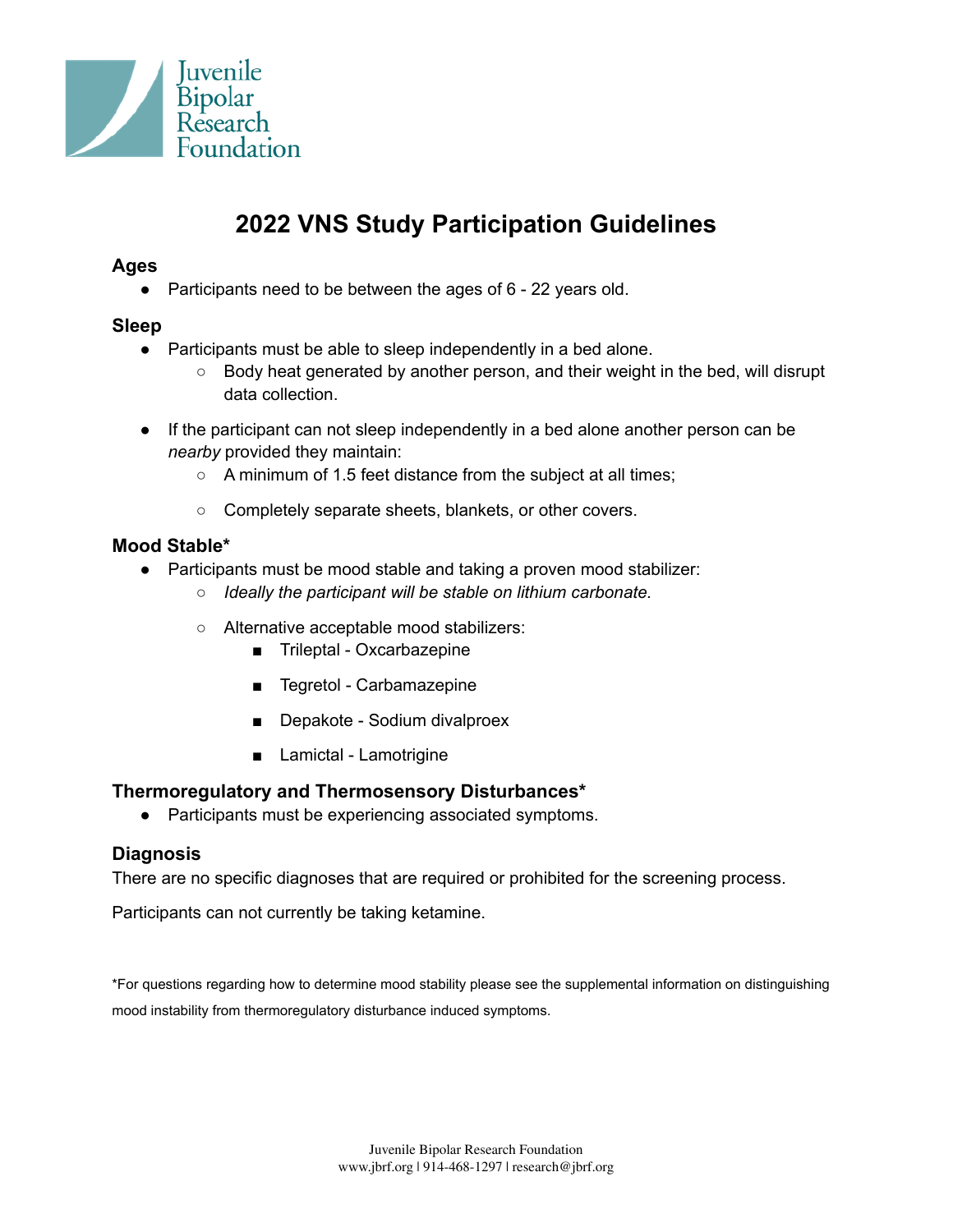Juvenile Bipolar Research Foundation

# 2022 VNS Study Participation Guidelines

### Ages

- Participants need to be between the ages of 6 - 22 years old.

### Sleep

- Participants must be able to sleep independently in a bed alone.
  - Body heat generated by another person, and their weight in the bed, will disrupt data collection.
- If the participant can not sleep independently in a bed alone another person can be *nearby* provided they maintain:
  - A minimum of 1.5 feet distance from the subject at all times;
  - Completely separate sheets, blankets, or other covers.

### Mood Stable*

- Participants must be mood stable and taking a proven mood stabilizer:
  - *Ideally the participant will be stable on lithium carbonate.*
  - Alternative acceptable mood stabilizers:
    - Trileptal - Oxcarbazepine
    - Tegretol - Carbamazepine
    - Depakote - Sodium divalproex
    - Lamictal - Lamotrigine

### Thermoregulatory and Thermosensory Disturbances*

- Participants must be experiencing associated symptoms.

### Diagnosis

There are no specific diagnoses that are required or prohibited for the screening process.

Participants can not currently be taking ketamine.

*For questions regarding how to determine mood stability please see the supplemental information on distinguishing mood instability from thermoregulatory disturbance induced symptoms.

Juvenile Bipolar Research Foundation
www.jbrf.org | 914-468-1297 | research@jbrf.org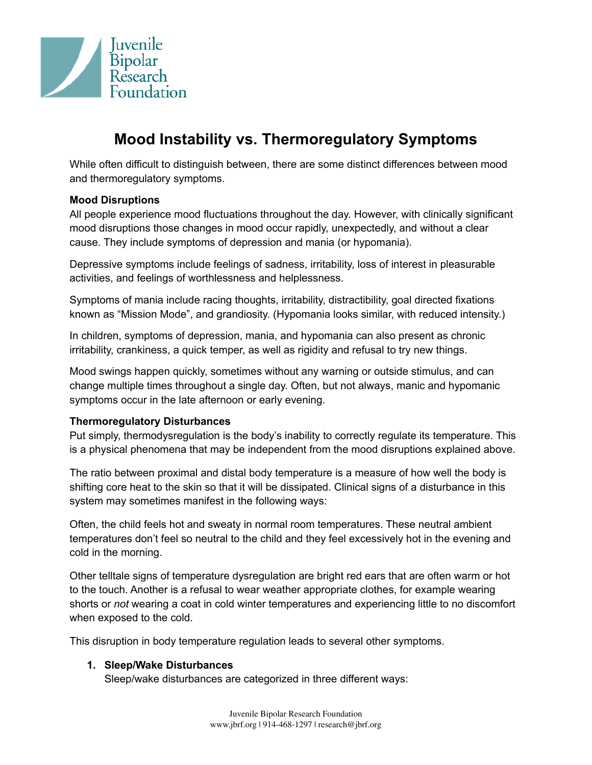Juvenile Bipolar Research Foundation

# Mood Instability vs. Thermoregulatory Symptoms

While often difficult to distinguish between, there are some distinct differences between mood and thermoregulatory symptoms.

**Mood Disruptions**

All people experience mood fluctuations throughout the day. However, with clinically significant mood disruptions those changes in mood occur rapidly, unexpectedly, and without a clear cause. They include symptoms of depression and mania (or hypomania).

Depressive symptoms include feelings of sadness, irritability, loss of interest in pleasurable activities, and feelings of worthlessness and helplessness.

Symptoms of mania include racing thoughts, irritability, distractibility, goal directed fixations known as "Mission Mode", and grandiosity. (Hypomania looks similar, with reduced intensity.)

In children, symptoms of depression, mania, and hypomania can also present as chronic irritability, crankiness, a quick temper, as well as rigidity and refusal to try new things.

Mood swings happen quickly, sometimes without any warning or outside stimulus, and can change multiple times throughout a single day. Often, but not always, manic and hypomanic symptoms occur in the late afternoon or early evening.

**Thermoregulatory Disturbances**

Put simply, thermodysregulation is the body's inability to correctly regulate its temperature. This is a physical phenomena that may be independent from the mood disruptions explained above.

The ratio between proximal and distal body temperature is a measure of how well the body is shifting core heat to the skin so that it will be dissipated. Clinical signs of a disturbance in this system may sometimes manifest in the following ways:

Often, the child feels hot and sweaty in normal room temperatures. These neutral ambient temperatures don't feel so neutral to the child and they feel excessively hot in the evening and cold in the morning.

Other telltale signs of temperature dysregulation are bright red ears that are often warm or hot to the touch. Another is a refusal to wear weather appropriate clothes, for example wearing shorts or *not* wearing a coat in cold winter temperatures and experiencing little to no discomfort when exposed to the cold.

This disruption in body temperature regulation leads to several other symptoms.

1. **Sleep/Wake Disturbances**

   Sleep/wake disturbances are categorized in three different ways: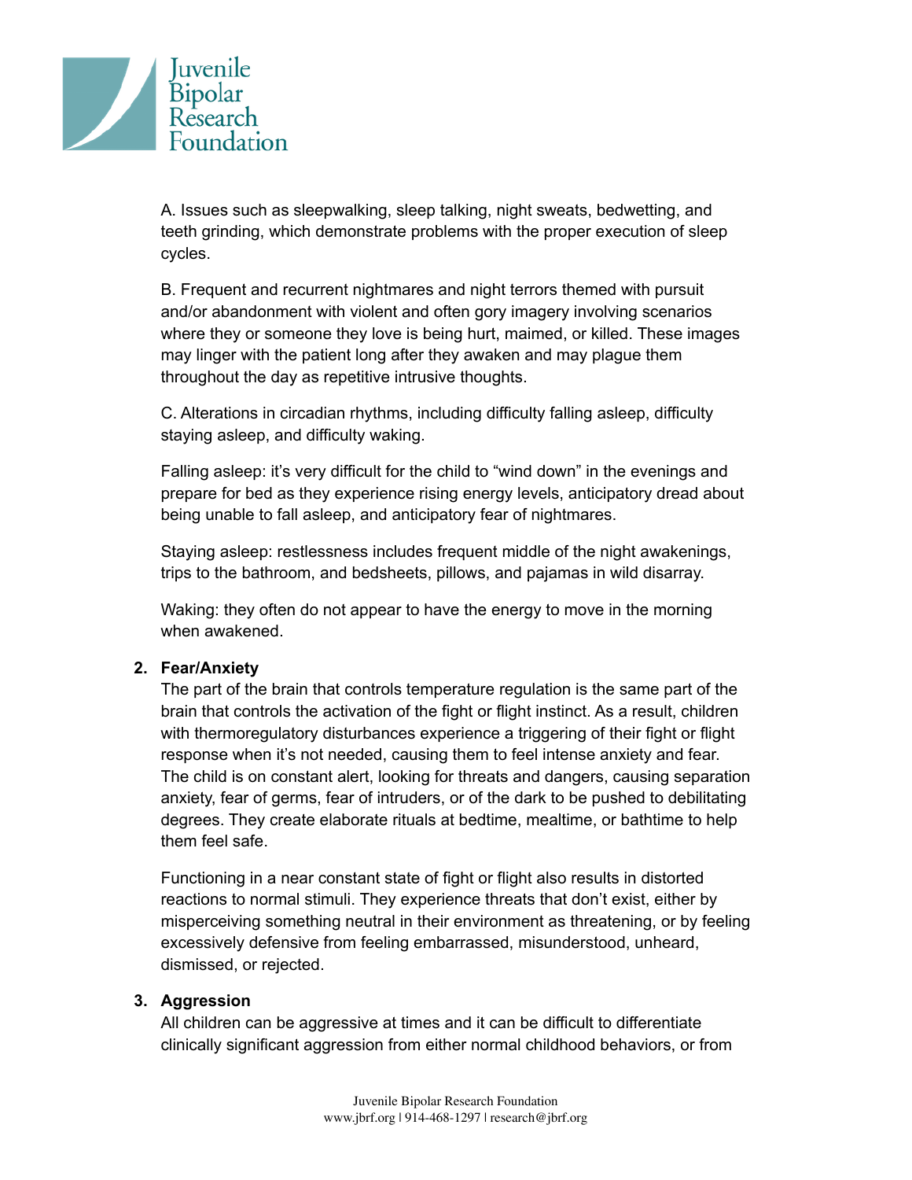A. Issues such as sleepwalking, sleep talking, night sweats, bedwetting, and teeth grinding, which demonstrate problems with the proper execution of sleep cycles.

B. Frequent and recurrent nightmares and night terrors themed with pursuit and/or abandonment with violent and often gory imagery involving scenarios where they or someone they love is being hurt, maimed, or killed. These images may linger with the patient long after they awaken and may plague them throughout the day as repetitive intrusive thoughts.

C. Alterations in circadian rhythms, including difficulty falling asleep, difficulty staying asleep, and difficulty waking.

Falling asleep: it's very difficult for the child to "wind down" in the evenings and prepare for bed as they experience rising energy levels, anticipatory dread about being unable to fall asleep, and anticipatory fear of nightmares.

Staying asleep: restlessness includes frequent middle of the night awakenings, trips to the bathroom, and bedsheets, pillows, and pajamas in wild disarray.

Waking: they often do not appear to have the energy to move in the morning when awakened.

2. **Fear/Anxiety**
   The part of the brain that controls temperature regulation is the same part of the brain that controls the activation of the fight or flight instinct. As a result, children with thermoregulatory disturbances experience a triggering of their fight or flight response when it's not needed, causing them to feel intense anxiety and fear. The child is on constant alert, looking for threats and dangers, causing separation anxiety, fear of germs, fear of intruders, or of the dark to be pushed to debilitating degrees. They create elaborate rituals at bedtime, mealtime, or bathtime to help them feel safe.

   Functioning in a near constant state of fight or flight also results in distorted reactions to normal stimuli. They experience threats that don't exist, either by misperceiving something neutral in their environment as threatening, or by feeling excessively defensive from feeling embarrassed, misunderstood, unheard, dismissed, or rejected.

3. **Aggression**
   All children can be aggressive at times and it can be difficult to differentiate clinically significant aggression from either normal childhood behaviors, or from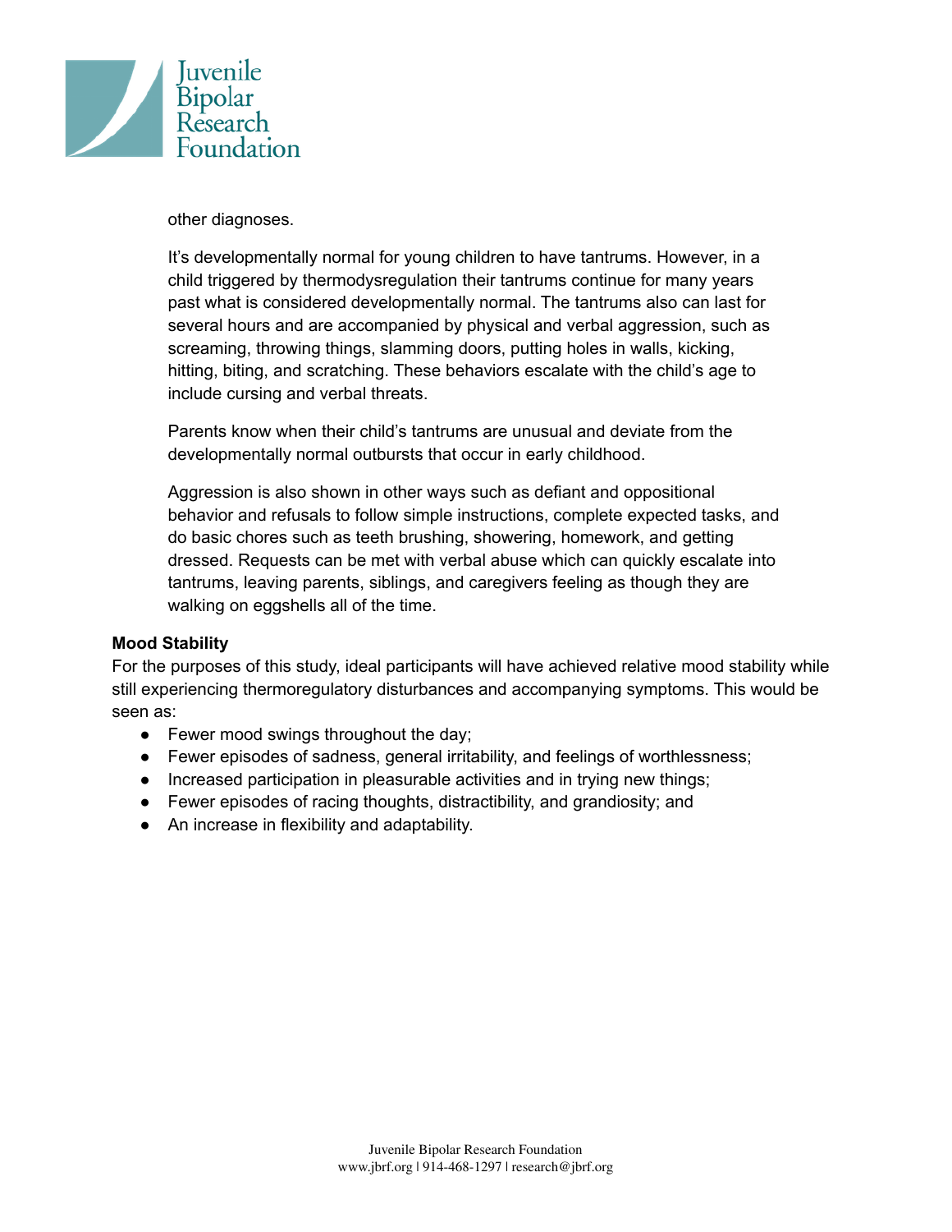other diagnoses.

It's developmentally normal for young children to have tantrums. However, in a child triggered by thermodysregulation their tantrums continue for many years past what is considered developmentally normal. The tantrums also can last for several hours and are accompanied by physical and verbal aggression, such as screaming, throwing things, slamming doors, putting holes in walls, kicking, hitting, biting, and scratching. These behaviors escalate with the child's age to include cursing and verbal threats.

Parents know when their child's tantrums are unusual and deviate from the developmentally normal outbursts that occur in early childhood.

Aggression is also shown in other ways such as defiant and oppositional behavior and refusals to follow simple instructions, complete expected tasks, and do basic chores such as teeth brushing, showering, homework, and getting dressed. Requests can be met with verbal abuse which can quickly escalate into tantrums, leaving parents, siblings, and caregivers feeling as though they are walking on eggshells all of the time.

**Mood Stability**

For the purposes of this study, ideal participants will have achieved relative mood stability while still experiencing thermoregulatory disturbances and accompanying symptoms. This would be seen as:

- Fewer mood swings throughout the day;
- Fewer episodes of sadness, general irritability, and feelings of worthlessness;
- Increased participation in pleasurable activities and in trying new things;
- Fewer episodes of racing thoughts, distractibility, and grandiosity; and
- An increase in flexibility and adaptability.